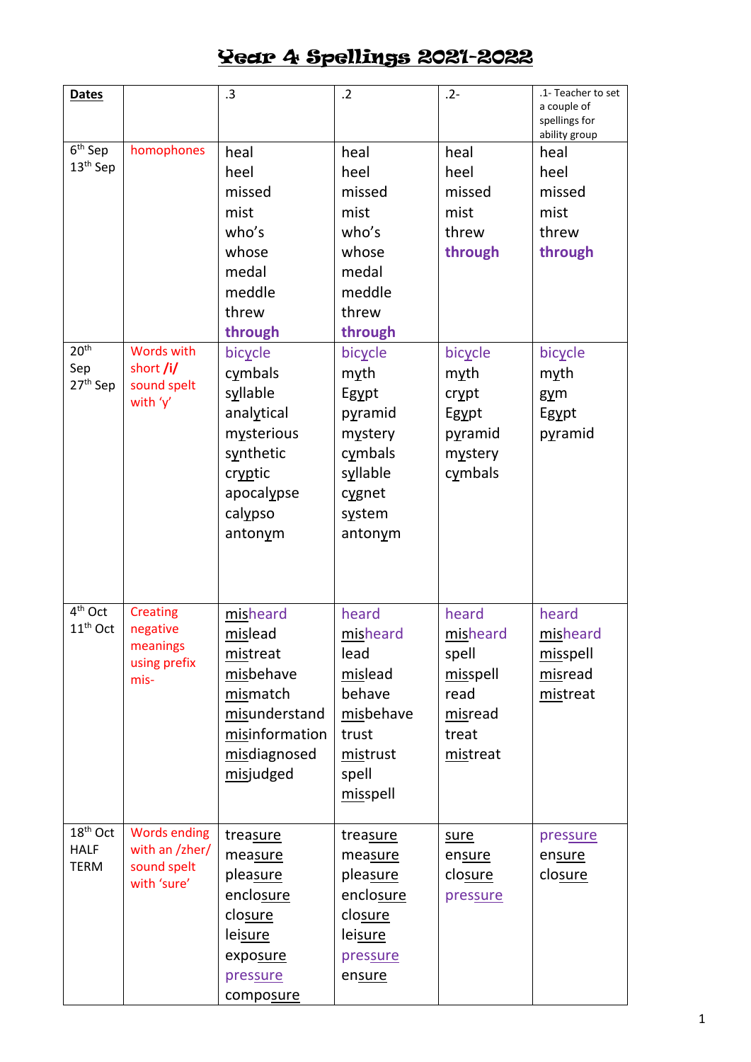# Year 4 Spellings 2021-2022

| Dates | | .3 | .2 | .2- | .1- Teacher to set a couple of spellings for ability group |
|---|---|---|---|---|---|
| 6th Sep<br>13th Sep | homophones | heal<br>heel<br>missed<br>mist<br>who's<br>whose<br>medal<br>meddle<br>threw<br>**through** | heal<br>heel<br>missed<br>mist<br>who's<br>whose<br>medal<br>meddle<br>threw<br>**through** | heal<br>heel<br>missed<br>mist<br>threw<br>**through** | heal<br>heel<br>missed<br>mist<br>threw<br>**through** |
| 20th Sep<br>27th Sep | Words with short **/i/** sound spelt with 'y' | bicycle<br>cymbals<br>syllable<br>analytical<br>mysterious<br>synthetic<br>cryptic<br>apocalypse<br>calypso<br>antonym | bicycle<br>myth<br>Egypt<br>pyramid<br>mystery<br>cymbals<br>syllable<br>cygnet<br>system<br>antonym | bicycle<br>myth<br>crypt<br>Egypt<br>pyramid<br>mystery<br>cymbals | bicycle<br>myth<br>gym<br>Egypt<br>pyramid |
| 4th Oct<br>11th Oct | Creating negative meanings using prefix mis- | misheard<br>mislead<br>mistreat<br>misbehave<br>mismatch<br>misunderstand<br>misinformation<br>misdiagnosed<br>misjudged | heard<br>misheard<br>lead<br>mislead<br>behave<br>misbehave<br>trust<br>mistrust<br>spell<br>misspell | heard<br>misheard<br>spell<br>misspell<br>read<br>misread<br>treat<br>mistreat | heard<br>misheard<br>misspell<br>misread<br>mistreat |
| 18th Oct<br>HALF TERM | Words ending with an /zher/ sound spelt with 'sure' | treasure<br>measure<br>pleasure<br>enclosure<br>closure<br>leisure<br>exposure<br>pressure<br>composure | treasure<br>measure<br>pleasure<br>enclosure<br>closure<br>leisure<br>pressure<br>ensure | sure<br>ensure<br>closure<br>pressure | pressure<br>ensure<br>closure |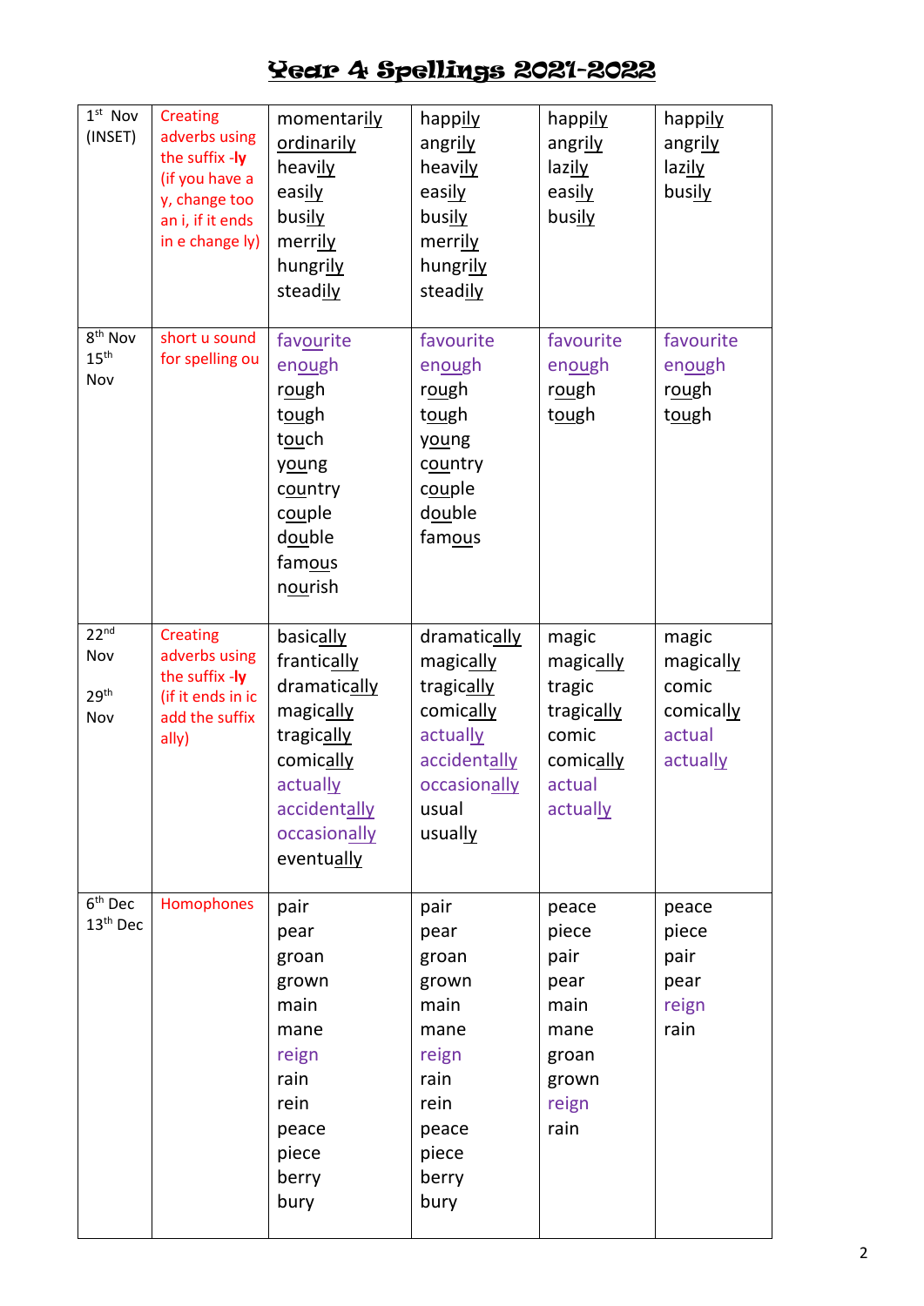# Year 4 Spellings 2021-2022

| | | | | | |
|---|---|---|---|---|---|
| 1st Nov (INSET) | Creating adverbs using the suffix -**ly** (if you have a y, change too an i, if it ends in e change ly) | momentarily<br>ordinarily<br>heavily<br>easily<br>busily<br>merrily<br>hungrily<br>steadily | happily<br>angrily<br>heavily<br>easily<br>busily<br>merrily<br>hungrily<br>steadily | happily<br>angrily<br>lazily<br>easily<br>busily | happily<br>angrily<br>lazily<br>busily |
| 8th Nov<br>15th Nov | short u sound for spelling ou | favourite<br>enough<br>rough<br>tough<br>touch<br>young<br>country<br>couple<br>double<br>famous<br>nourish | favourite<br>enough<br>rough<br>tough<br>young<br>country<br>couple<br>double<br>famous | favourite<br>enough<br>rough<br>tough | favourite<br>enough<br>rough<br>tough |
| 22nd Nov<br>29th Nov | Creating adverbs using the suffix -**ly** (if it ends in ic add the suffix ally) | basically<br>frantically<br>dramatically<br>magically<br>tragically<br>comically<br>actually<br>accidentally<br>occasionally<br>eventually | dramatically<br>magically<br>tragically<br>comically<br>actually<br>accidentally<br>occasionally<br>usual<br>usually | magic<br>magically<br>tragic<br>tragically<br>comic<br>comically<br>actual<br>actually | magic<br>magically<br>comic<br>comically<br>actual<br>actually |
| 6th Dec<br>13th Dec | Homophones | pair<br>pear<br>groan<br>grown<br>main<br>mane<br>reign<br>rain<br>rein<br>peace<br>piece<br>berry<br>bury | pair<br>pear<br>groan<br>grown<br>main<br>mane<br>reign<br>rain<br>rein<br>peace<br>piece<br>berry<br>bury | peace<br>piece<br>pair<br>pear<br>main<br>mane<br>groan<br>grown<br>reign<br>rain | peace<br>piece<br>pair<br>pear<br>reign<br>rain |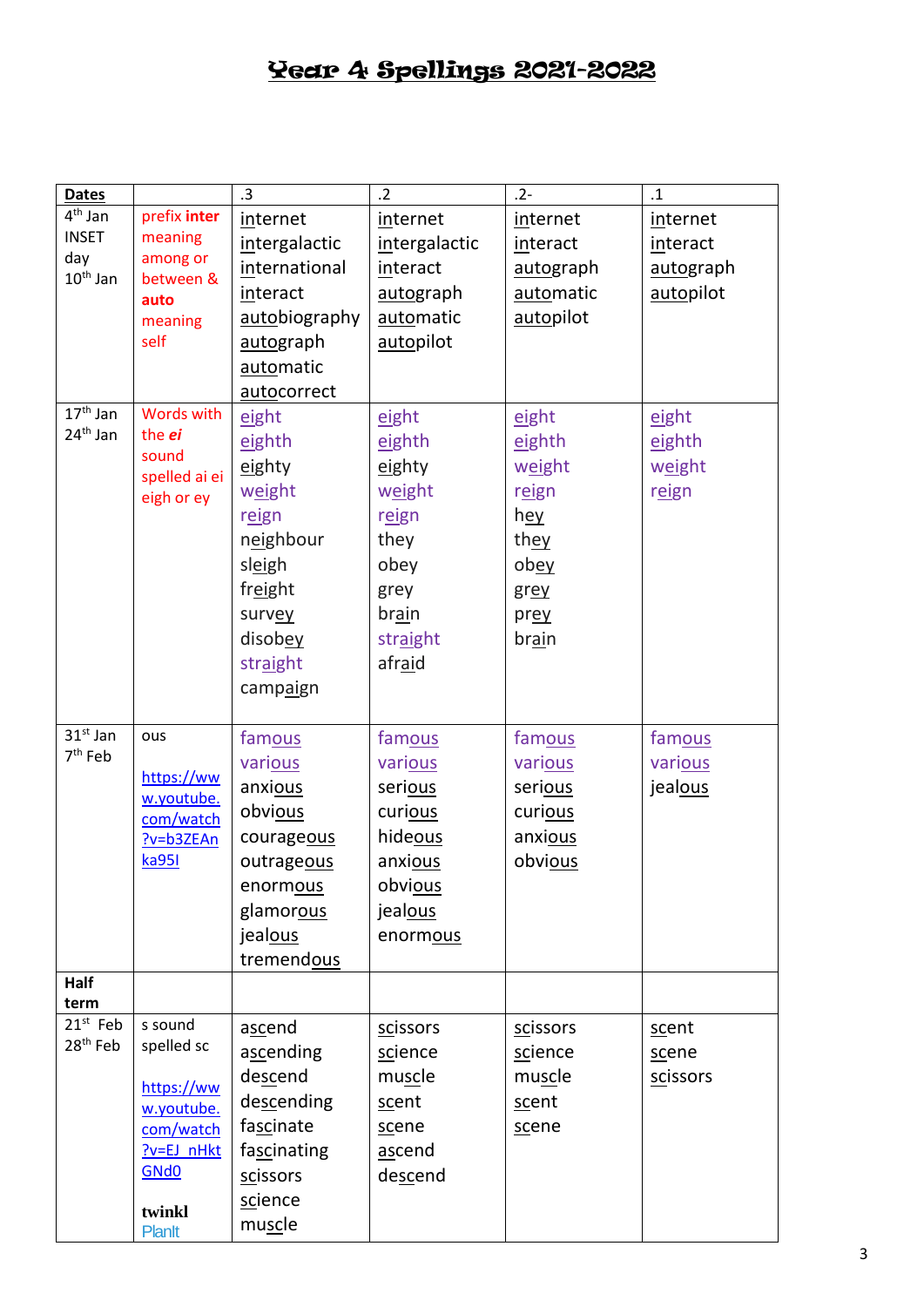# Year 4 Spellings 2021-2022

| Dates | | .3 | .2 | .2- | .1 |
|---|---|---|---|---|---|
| 4th Jan INSET day 10th Jan | **prefix inter** meaning among or between & **auto** meaning self | internet intergalactic international interact autobiography autograph automatic autocorrect | internet intergalactic interact autograph automatic autopilot | internet interact autograph automatic autopilot | internet interact autograph autopilot |
| 17th Jan 24th Jan | Words with the ***ei*** sound spelled ai ei eigh or ey | eight eighth eighty weight reign neighbour sleigh freight survey disobey straight campaign | eight eighth eighty weight reign they obey grey brain straight afraid | eight eighth weight reign hey they obey grey prey brain | eight eighth weight reign |
| 31st Jan 7th Feb | ous https://www.youtube.com/watch?v=b3ZEAnka95I | famous various anxious obvious courageous outrageous enormous glamorous jealous tremendous | famous various serious curious hideous anxious obvious jealous enormous | famous various serious curious anxious obvious | famous various jealous |
| **Half term** | | | | | |
| 21st Feb 28th Feb | s sound spelled sc https://www.youtube.com/watch?v=EJ_nHktGNd0 twinkl PlanIt | ascend ascending descend descending fascinate fascinating scissors science muscle | scissors science muscle scent scene ascend descend | scissors science muscle scent scene | scent scene scissors |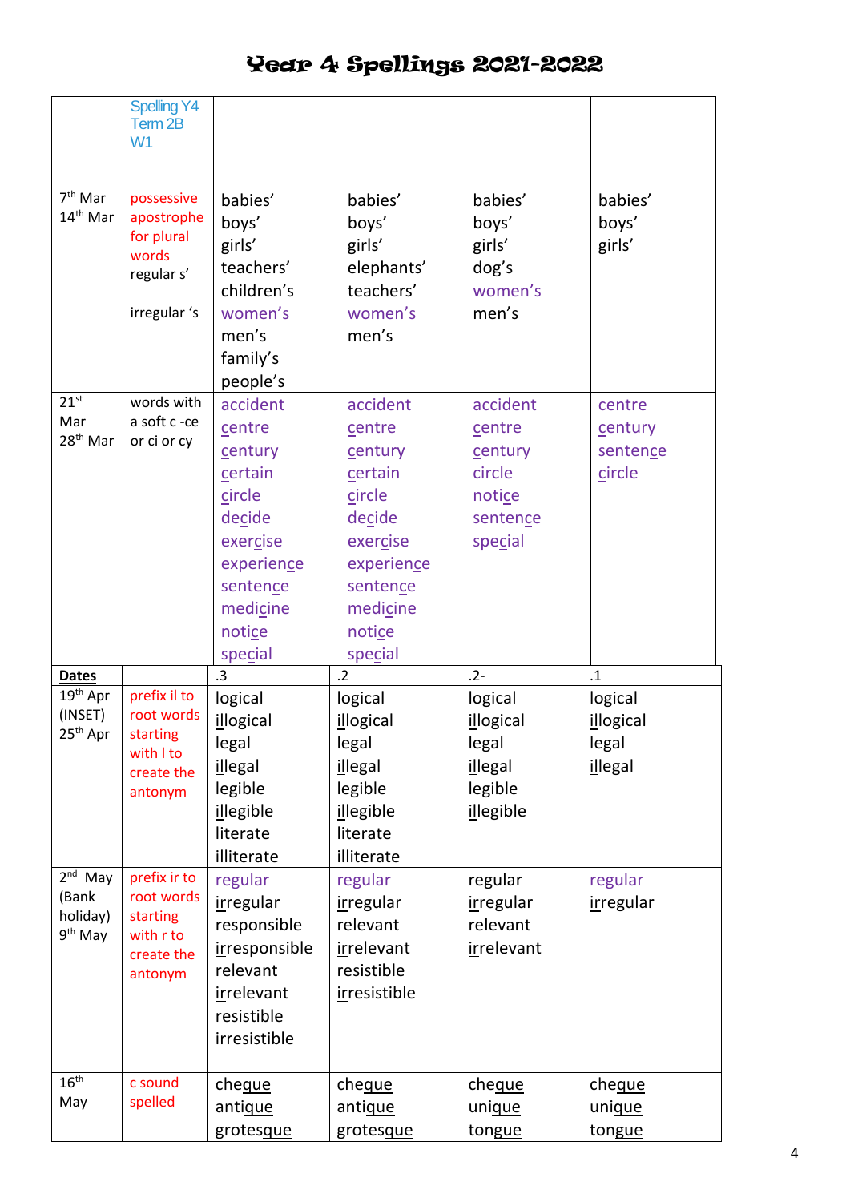# Year 4 Spellings 2021-2022

| | Spelling Y4 Term 2B W1 | | | | |
|---|---|---|---|---|---|
| 7th Mar<br>14th Mar | possessive apostrophe for plural words<br>regular s'<br><br>irregular 's | babies'<br>boys'<br>girls'<br>teachers'<br>children's<br>women's<br>men's<br>family's<br>people's | babies'<br>boys'<br>girls'<br>elephants'<br>teachers'<br>women's<br>men's | babies'<br>boys'<br>girls'<br>dog's<br>women's<br>men's | babies'<br>boys'<br>girls' |
| 21st Mar<br>28th Mar | words with a soft c -ce or ci or cy | accident<br>centre<br>century<br>certain<br>circle<br>decide<br>exercise<br>experience<br>sentence<br>medicine<br>notice<br>special | accident<br>centre<br>century<br>certain<br>circle<br>decide<br>exercise<br>experience<br>sentence<br>medicine<br>notice<br>special | accident<br>centre<br>century<br>circle<br>notice<br>sentence<br>special | centre<br>century<br>sentence<br>circle |
| **Dates** | | .3 | .2 | .2- | .1 |
| 19th Apr (INSET)<br>25th Apr | prefix il to root words starting with l to create the antonym | logical<br>illogical<br>legal<br>illegal<br>legible<br>illegible<br>literate<br>illiterate | logical<br>illogical<br>legal<br>illegal<br>legible<br>illegible<br>literate<br>illiterate | logical<br>illogical<br>legal<br>illegal<br>legible<br>illegible | logical<br>illogical<br>legal<br>illegal |
| 2nd May (Bank holiday)<br>9th May | prefix ir to root words starting with r to create the antonym | regular<br>irregular<br>responsible<br>irresponsible<br>relevant<br>irrelevant<br>resistible<br>irresistible | regular<br>irregular<br>relevant<br>irrelevant<br>resistible<br>irresistible | regular<br>irregular<br>relevant<br>irrelevant | regular<br>irregular |
| 16th May | c sound spelled | cheque<br>antique<br>grotesque | cheque<br>antique<br>grotesque | cheque<br>unique<br>tongue | cheque<br>unique<br>tongue |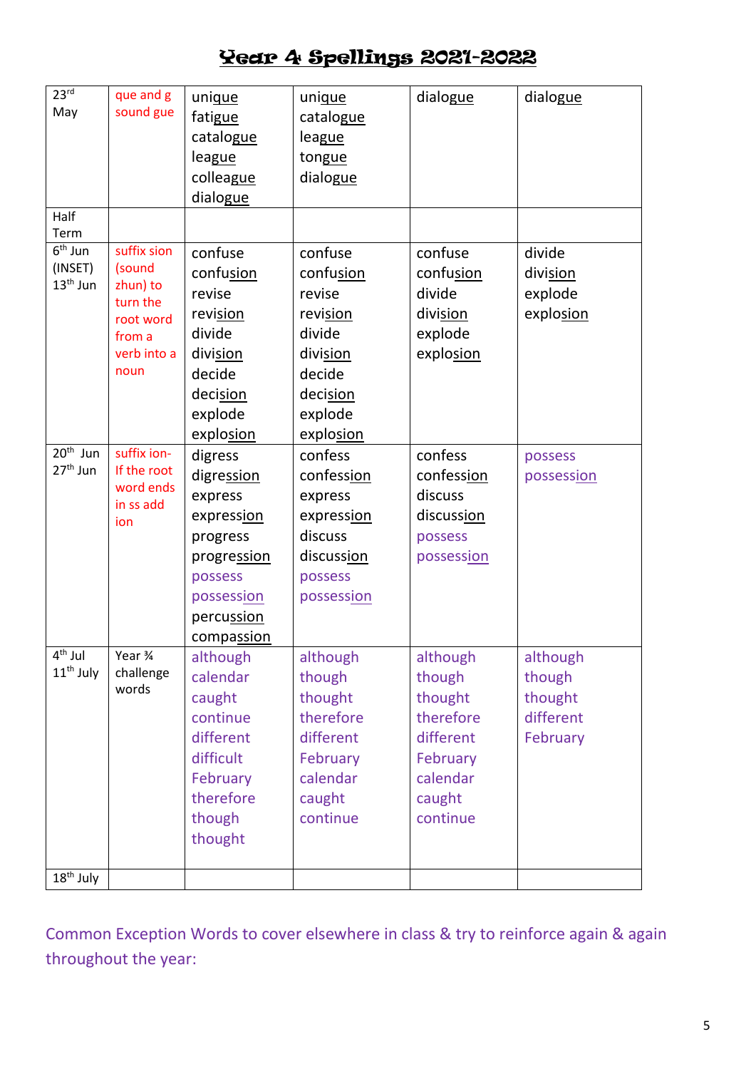# Year 4 Spellings 2021-2022

| | | | | | |
|---|---|---|---|---|---|
| 23rd May | que and g sound gue | unique<br>fatigue<br>catalogue<br>league<br>colleague<br>dialogue | unique<br>catalogue<br>league<br>tongue<br>dialogue | dialogue | dialogue |
| Half Term | | | | | |
| 6th Jun (INSET)<br>13th Jun | suffix sion (sound zhun) to turn the root word from a verb into a noun | confuse<br>confusion<br>revise<br>revision<br>divide<br>division<br>decide<br>decision<br>explode<br>explosion | confuse<br>confusion<br>revise<br>revision<br>divide<br>division<br>decide<br>decision<br>explode<br>explosion | confuse<br>confusion<br>divide<br>division<br>explode<br>explosion | divide<br>division<br>explode<br>explosion |
| 20th Jun<br>27th Jun | suffix ion- If the root word ends in ss add ion | digress<br>digression<br>express<br>expression<br>progress<br>progression<br>possess<br>possession<br>percussion<br>compassion | confess<br>confession<br>express<br>expression<br>discuss<br>discussion<br>possess<br>possession | confess<br>confession<br>discuss<br>discussion<br>possess<br>possession | possess<br>possession |
| 4th Jul<br>11th July | Year ¾ challenge words | although<br>calendar<br>caught<br>continue<br>different<br>difficult<br>February<br>therefore<br>though<br>thought | although<br>though<br>thought<br>therefore<br>different<br>February<br>calendar<br>caught<br>continue | although<br>though<br>thought<br>therefore<br>different<br>February<br>calendar<br>caught<br>continue | although<br>though<br>thought<br>different<br>February |
| 18th July | | | | | |

Common Exception Words to cover elsewhere in class & try to reinforce again & again throughout the year: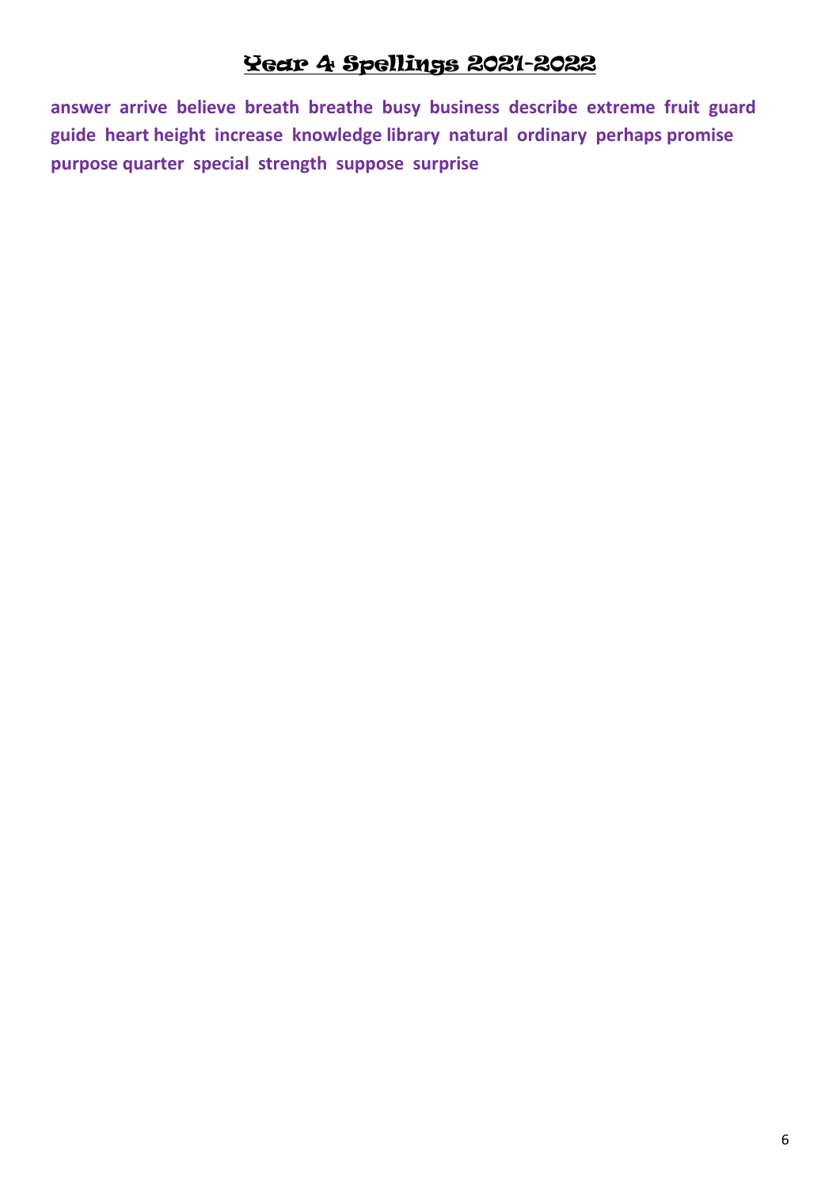# Year 4 Spellings 2021-2022

**answer arrive believe breath breathe busy business describe extreme fruit guard guide heart height increase knowledge library natural ordinary perhaps promise purpose quarter special strength suppose surprise**